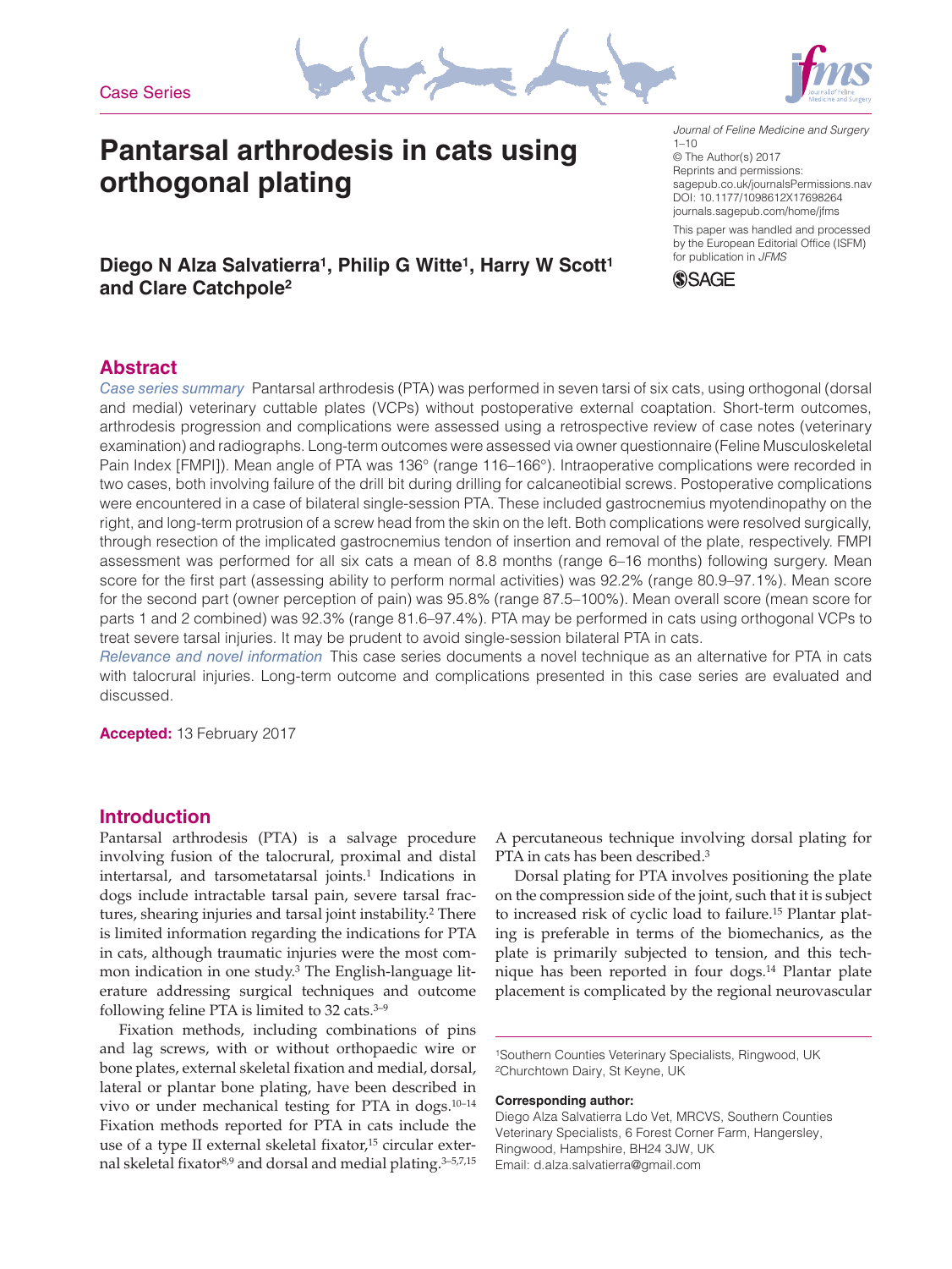Case Series

# Pantarsal arthrodesis in cats using orthogonal plating

Journal of Feline Medicine and Surgery
1–10
© The Author(s) 2017
Reprints and permissions: sagepub.co.uk/journalsPermissions.nav
DOI: 10.1177/1098612X17698264
journals.sagepub.com/home/jfms

This paper was handled and processed by the European Editorial Office (ISFM) for publication in *JFMS*

**Diego N Alza Salvatierra[1], Philip G Witte[1], Harry W Scott[1] and Clare Catchpole[2]**

## Abstract

*Case series summary* Pantarsal arthrodesis (PTA) was performed in seven tarsi of six cats, using orthogonal (dorsal and medial) veterinary cuttable plates (VCPs) without postoperative external coaptation. Short-term outcomes, arthrodesis progression and complications were assessed using a retrospective review of case notes (veterinary examination) and radiographs. Long-term outcomes were assessed via owner questionnaire (Feline Musculoskeletal Pain Index [FMPI]). Mean angle of PTA was 136° (range 116–166°). Intraoperative complications were recorded in two cases, both involving failure of the drill bit during drilling for calcaneotibial screws. Postoperative complications were encountered in a case of bilateral single-session PTA. These included gastrocnemius myotendinopathy on the right, and long-term protrusion of a screw head from the skin on the left. Both complications were resolved surgically, through resection of the implicated gastrocnemius tendon of insertion and removal of the plate, respectively. FMPI assessment was performed for all six cats a mean of 8.8 months (range 6–16 months) following surgery. Mean score for the first part (assessing ability to perform normal activities) was 92.2% (range 80.9–97.1%). Mean score for the second part (owner perception of pain) was 95.8% (range 87.5–100%). Mean overall score (mean score for parts 1 and 2 combined) was 92.3% (range 81.6–97.4%). PTA may be performed in cats using orthogonal VCPs to treat severe tarsal injuries. It may be prudent to avoid single-session bilateral PTA in cats.

*Relevance and novel information* This case series documents a novel technique as an alternative for PTA in cats with talocrural injuries. Long-term outcome and complications presented in this case series are evaluated and discussed.

**Accepted:** 13 February 2017

## Introduction

Pantarsal arthrodesis (PTA) is a salvage procedure involving fusion of the talocrural, proximal and distal intertarsal, and tarsometatarsal joints.[1] Indications in dogs include intractable tarsal pain, severe tarsal fractures, shearing injuries and tarsal joint instability.[2] There is limited information regarding the indications for PTA in cats, although traumatic injuries were the most common indication in one study.[3] The English-language literature addressing surgical techniques and outcome following feline PTA is limited to 32 cats.[3–9]

Fixation methods, including combinations of pins and lag screws, with or without orthopaedic wire or bone plates, external skeletal fixation and medial, dorsal, lateral or plantar bone plating, have been described in vivo or under mechanical testing for PTA in dogs.[10–14] Fixation methods reported for PTA in cats include the use of a type II external skeletal fixator,[15] circular external skeletal fixator[8,9] and dorsal and medial plating.[3–5,7,15] A percutaneous technique involving dorsal plating for PTA in cats has been described.[3]

Dorsal plating for PTA involves positioning the plate on the compression side of the joint, such that it is subject to increased risk of cyclic load to failure.[15] Plantar plating is preferable in terms of the biomechanics, as the plate is primarily subjected to tension, and this technique has been reported in four dogs.[14] Plantar plate placement is complicated by the regional neurovascular

---

[1]Southern Counties Veterinary Specialists, Ringwood, UK
[2]Churchtown Dairy, St Keyne, UK

**Corresponding author:**
Diego Alza Salvatierra Ldo Vet, MRCVS, Southern Counties Veterinary Specialists, 6 Forest Corner Farm, Hangersley, Ringwood, Hampshire, BH24 3JW, UK
Email: d.alza.salvatierra@gmail.com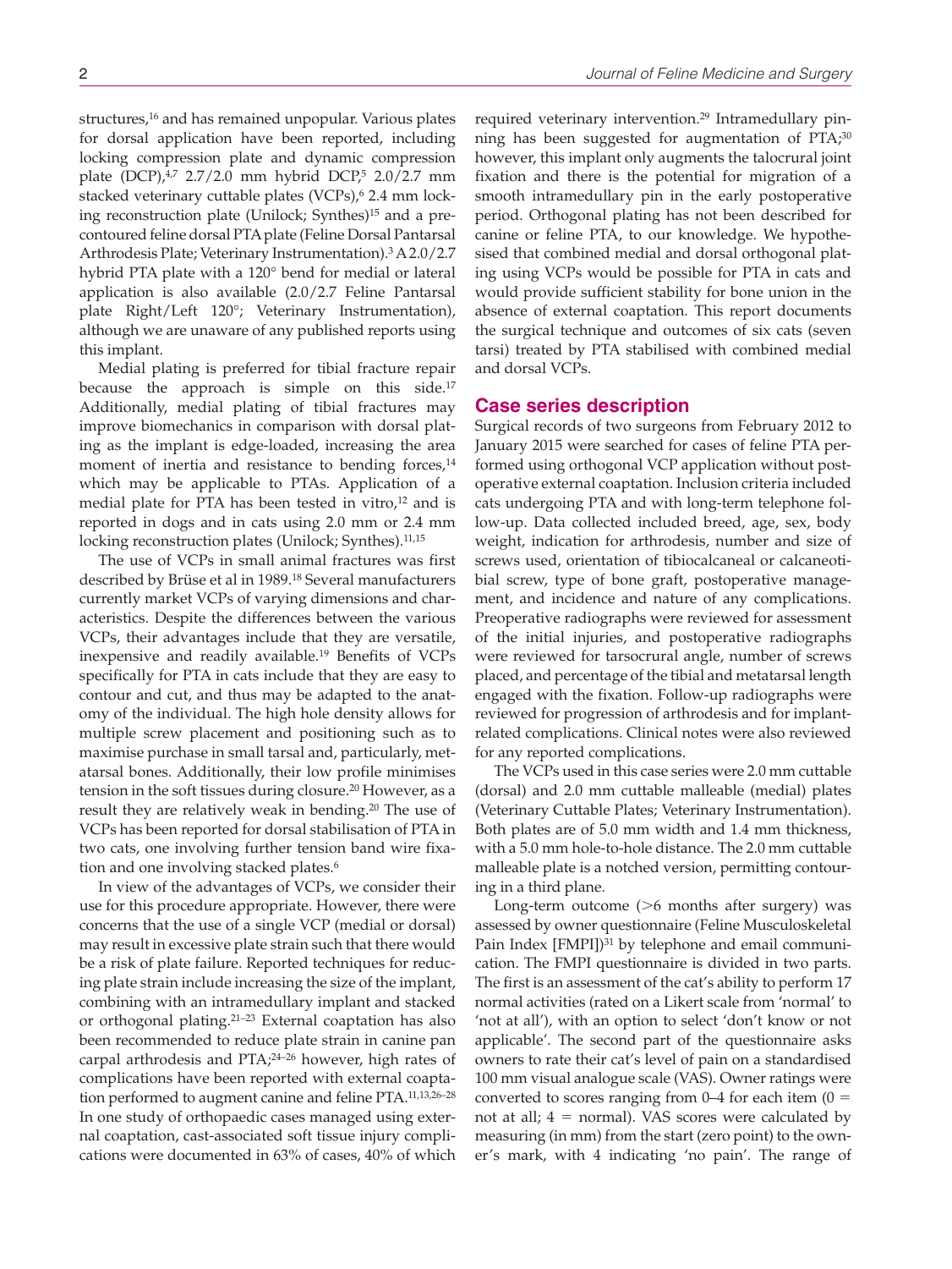structures,[16] and has remained unpopular. Various plates for dorsal application have been reported, including locking compression plate and dynamic compression plate (DCP),[4,7] 2.7/2.0 mm hybrid DCP,[5] 2.0/2.7 mm stacked veterinary cuttable plates (VCPs),[6] 2.4 mm locking reconstruction plate (Unilock; Synthes)[15] and a precontoured feline dorsal PTA plate (Feline Dorsal Pantarsal Arthrodesis Plate; Veterinary Instrumentation).[3] A 2.0/2.7 hybrid PTA plate with a 120° bend for medial or lateral application is also available (2.0/2.7 Feline Pantarsal plate Right/Left 120°; Veterinary Instrumentation), although we are unaware of any published reports using this implant.

Medial plating is preferred for tibial fracture repair because the approach is simple on this side.[17] Additionally, medial plating of tibial fractures may improve biomechanics in comparison with dorsal plating as the implant is edge-loaded, increasing the area moment of inertia and resistance to bending forces,[14] which may be applicable to PTAs. Application of a medial plate for PTA has been tested in vitro,[12] and is reported in dogs and in cats using 2.0 mm or 2.4 mm locking reconstruction plates (Unilock; Synthes).[11,15]

The use of VCPs in small animal fractures was first described by Brüse et al in 1989.[18] Several manufacturers currently market VCPs of varying dimensions and characteristics. Despite the differences between the various VCPs, their advantages include that they are versatile, inexpensive and readily available.[19] Benefits of VCPs specifically for PTA in cats include that they are easy to contour and cut, and thus may be adapted to the anatomy of the individual. The high hole density allows for multiple screw placement and positioning such as to maximise purchase in small tarsal and, particularly, metatarsal bones. Additionally, their low profile minimises tension in the soft tissues during closure.[20] However, as a result they are relatively weak in bending.[20] The use of VCPs has been reported for dorsal stabilisation of PTA in two cats, one involving further tension band wire fixation and one involving stacked plates.[6]

In view of the advantages of VCPs, we consider their use for this procedure appropriate. However, there were concerns that the use of a single VCP (medial or dorsal) may result in excessive plate strain such that there would be a risk of plate failure. Reported techniques for reducing plate strain include increasing the size of the implant, combining with an intramedullary implant and stacked or orthogonal plating.[21–23] External coaptation has also been recommended to reduce plate strain in canine pan carpal arthrodesis and PTA;[24–26] however, high rates of complications have been reported with external coaptation performed to augment canine and feline PTA.[11,13,26–28] In one study of orthopaedic cases managed using external coaptation, cast-associated soft tissue injury complications were documented in 63% of cases, 40% of which required veterinary intervention.[29] Intramedullary pinning has been suggested for augmentation of PTA;[30] however, this implant only augments the talocrural joint fixation and there is the potential for migration of a smooth intramedullary pin in the early postoperative period. Orthogonal plating has not been described for canine or feline PTA, to our knowledge. We hypothesised that combined medial and dorsal orthogonal plating using VCPs would be possible for PTA in cats and would provide sufficient stability for bone union in the absence of external coaptation. This report documents the surgical technique and outcomes of six cats (seven tarsi) treated by PTA stabilised with combined medial and dorsal VCPs.

## Case series description

Surgical records of two surgeons from February 2012 to January 2015 were searched for cases of feline PTA performed using orthogonal VCP application without postoperative external coaptation. Inclusion criteria included cats undergoing PTA and with long-term telephone follow-up. Data collected included breed, age, sex, body weight, indication for arthrodesis, number and size of screws used, orientation of tibiocalcaneal or calcaneotibial screw, type of bone graft, postoperative management, and incidence and nature of any complications. Preoperative radiographs were reviewed for assessment of the initial injuries, and postoperative radiographs were reviewed for tarsocrural angle, number of screws placed, and percentage of the tibial and metatarsal length engaged with the fixation. Follow-up radiographs were reviewed for progression of arthrodesis and for implant-related complications. Clinical notes were also reviewed for any reported complications.

The VCPs used in this case series were 2.0 mm cuttable (dorsal) and 2.0 mm cuttable malleable (medial) plates (Veterinary Cuttable Plates; Veterinary Instrumentation). Both plates are of 5.0 mm width and 1.4 mm thickness, with a 5.0 mm hole-to-hole distance. The 2.0 mm cuttable malleable plate is a notched version, permitting contouring in a third plane.

Long-term outcome (>6 months after surgery) was assessed by owner questionnaire (Feline Musculoskeletal Pain Index [FMPI])[31] by telephone and email communication. The FMPI questionnaire is divided in two parts. The first is an assessment of the cat's ability to perform 17 normal activities (rated on a Likert scale from 'normal' to 'not at all'), with an option to select 'don't know or not applicable'. The second part of the questionnaire asks owners to rate their cat's level of pain on a standardised 100 mm visual analogue scale (VAS). Owner ratings were converted to scores ranging from 0–4 for each item (0 = not at all; 4 = normal). VAS scores were calculated by measuring (in mm) from the start (zero point) to the owner's mark, with 4 indicating 'no pain'. The range of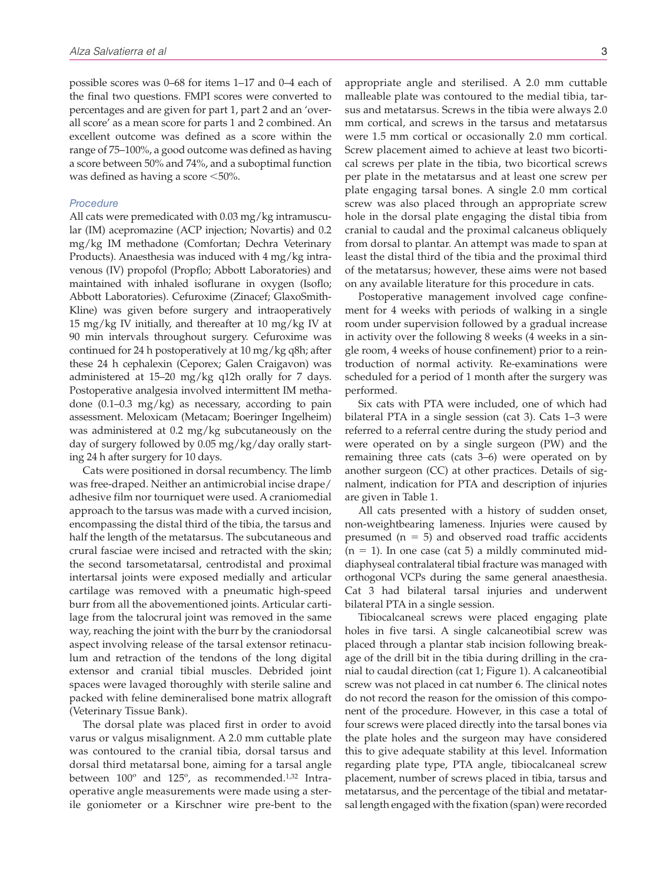possible scores was 0–68 for items 1–17 and 0–4 each of the final two questions. FMPI scores were converted to percentages and are given for part 1, part 2 and an 'overall score' as a mean score for parts 1 and 2 combined. An excellent outcome was defined as a score within the range of 75–100%, a good outcome was defined as having a score between 50% and 74%, and a suboptimal function was defined as having a score <50%.

### *Procedure*

All cats were premedicated with 0.03 mg/kg intramuscular (IM) acepromazine (ACP injection; Novartis) and 0.2 mg/kg IM methadone (Comfortan; Dechra Veterinary Products). Anaesthesia was induced with 4 mg/kg intravenous (IV) propofol (Propflo; Abbott Laboratories) and maintained with inhaled isoflurane in oxygen (Isoflo; Abbott Laboratories). Cefuroxime (Zinacef; GlaxoSmithKline) was given before surgery and intraoperatively 15 mg/kg IV initially, and thereafter at 10 mg/kg IV at 90 min intervals throughout surgery. Cefuroxime was continued for 24 h postoperatively at 10 mg/kg q8h; after these 24 h cephalexin (Ceporex; Galen Craigavon) was administered at 15–20 mg/kg q12h orally for 7 days. Postoperative analgesia involved intermittent IM methadone (0.1–0.3 mg/kg) as necessary, according to pain assessment. Meloxicam (Metacam; Boeringer Ingelheim) was administered at 0.2 mg/kg subcutaneously on the day of surgery followed by 0.05 mg/kg/day orally starting 24 h after surgery for 10 days.

Cats were positioned in dorsal recumbency. The limb was free-draped. Neither an antimicrobial incise drape/adhesive film nor tourniquet were used. A craniomedial approach to the tarsus was made with a curved incision, encompassing the distal third of the tibia, the tarsus and half the length of the metatarsus. The subcutaneous and crural fasciae were incised and retracted with the skin; the second tarsometatarsal, centrodistal and proximal intertarsal joints were exposed medially and articular cartilage was removed with a pneumatic high-speed burr from all the abovementioned joints. Articular cartilage from the talocrural joint was removed in the same way, reaching the joint with the burr by the craniodorsal aspect involving release of the tarsal extensor retinaculum and retraction of the tendons of the long digital extensor and cranial tibial muscles. Debrided joint spaces were lavaged thoroughly with sterile saline and packed with feline demineralised bone matrix allograft (Veterinary Tissue Bank).

The dorsal plate was placed first in order to avoid varus or valgus misalignment. A 2.0 mm cuttable plate was contoured to the cranial tibia, dorsal tarsus and dorsal third metatarsal bone, aiming for a tarsal angle between 100º and 125º, as recommended.[1,32] Intraoperative angle measurements were made using a sterile goniometer or a Kirschner wire pre-bent to the appropriate angle and sterilised. A 2.0 mm cuttable malleable plate was contoured to the medial tibia, tarsus and metatarsus. Screws in the tibia were always 2.0 mm cortical, and screws in the tarsus and metatarsus were 1.5 mm cortical or occasionally 2.0 mm cortical. Screw placement aimed to achieve at least two bicortical screws per plate in the tibia, two bicortical screws per plate in the metatarsus and at least one screw per plate engaging tarsal bones. A single 2.0 mm cortical screw was also placed through an appropriate screw hole in the dorsal plate engaging the distal tibia from cranial to caudal and the proximal calcaneus obliquely from dorsal to plantar. An attempt was made to span at least the distal third of the tibia and the proximal third of the metatarsus; however, these aims were not based on any available literature for this procedure in cats.

Postoperative management involved cage confinement for 4 weeks with periods of walking in a single room under supervision followed by a gradual increase in activity over the following 8 weeks (4 weeks in a single room, 4 weeks of house confinement) prior to a reintroduction of normal activity. Re-examinations were scheduled for a period of 1 month after the surgery was performed.

Six cats with PTA were included, one of which had bilateral PTA in a single session (cat 3). Cats 1–3 were referred to a referral centre during the study period and were operated on by a single surgeon (PW) and the remaining three cats (cats 3–6) were operated on by another surgeon (CC) at other practices. Details of signalment, indication for PTA and description of injuries are given in Table 1.

All cats presented with a history of sudden onset, non-weightbearing lameness. Injuries were caused by presumed (n = 5) and observed road traffic accidents (n = 1). In one case (cat 5) a mildly comminuted mid-diaphyseal contralateral tibial fracture was managed with orthogonal VCPs during the same general anaesthesia. Cat 3 had bilateral tarsal injuries and underwent bilateral PTA in a single session.

Tibiocalcaneal screws were placed engaging plate holes in five tarsi. A single calcaneotibial screw was placed through a plantar stab incision following breakage of the drill bit in the tibia during drilling in the cranial to caudal direction (cat 1; Figure 1). A calcaneotibial screw was not placed in cat number 6. The clinical notes do not record the reason for the omission of this component of the procedure. However, in this case a total of four screws were placed directly into the tarsal bones via the plate holes and the surgeon may have considered this to give adequate stability at this level. Information regarding plate type, PTA angle, tibiocalcaneal screw placement, number of screws placed in tibia, tarsus and metatarsus, and the percentage of the tibial and metatarsal length engaged with the fixation (span) were recorded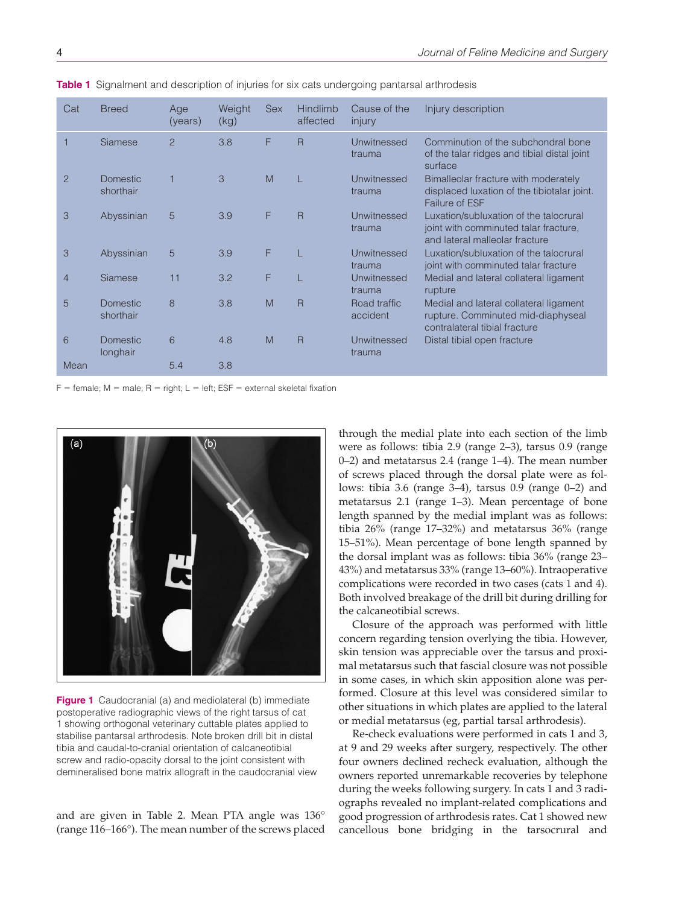**Table 1** Signalment and description of injuries for six cats undergoing pantarsal arthrodesis

| Cat | Breed | Age (years) | Weight (kg) | Sex | Hindlimb affected | Cause of the injury | Injury description |
|---|---|---|---|---|---|---|---|
| 1 | Siamese | 2 | 3.8 | F | R | Unwitnessed trauma | Comminution of the subchondral bone of the talar ridges and tibial distal joint surface |
| 2 | Domestic shorthair | 1 | 3 | M | L | Unwitnessed trauma | Bimalleolar fracture with moderately displaced luxation of the tibiotalar joint. Failure of ESF |
| 3 | Abyssinian | 5 | 3.9 | F | R | Unwitnessed trauma | Luxation/subluxation of the talocrural joint with comminuted talar fracture, and lateral malleolar fracture |
| 3 | Abyssinian | 5 | 3.9 | F | L | Unwitnessed trauma | Luxation/subluxation of the talocrural joint with comminuted talar fracture |
| 4 | Siamese | 11 | 3.2 | F | L | Unwitnessed trauma | Medial and lateral collateral ligament rupture |
| 5 | Domestic shorthair | 8 | 3.8 | M | R | Road traffic accident | Medial and lateral collateral ligament rupture. Comminuted mid-diaphyseal contralateral tibial fracture |
| 6 | Domestic longhair | 6 | 4.8 | M | R | Unwitnessed trauma | Distal tibial open fracture |
| Mean | | 5.4 | 3.8 | | | | |

F = female; M = male; R = right; L = left; ESF = external skeletal fixation

**Figure 1** Caudocranial (a) and mediolateral (b) immediate postoperative radiographic views of the right tarsus of cat 1 showing orthogonal veterinary cuttable plates applied to stabilise pantarsal arthrodesis. Note broken drill bit in distal tibia and caudal-to-cranial orientation of calcaneotibial screw and radio-opacity dorsal to the joint consistent with demineralised bone matrix allograft in the caudocranial view

and are given in Table 2. Mean PTA angle was 136° (range 116–166°). The mean number of the screws placed through the medial plate into each section of the limb were as follows: tibia 2.9 (range 2–3), tarsus 0.9 (range 0–2) and metatarsus 2.4 (range 1–4). The mean number of screws placed through the dorsal plate were as follows: tibia 3.6 (range 3–4), tarsus 0.9 (range 0–2) and metatarsus 2.1 (range 1–3). Mean percentage of bone length spanned by the medial implant was as follows: tibia 26% (range 17–32%) and metatarsus 36% (range 15–51%). Mean percentage of bone length spanned by the dorsal implant was as follows: tibia 36% (range 23–43%) and metatarsus 33% (range 13–60%). Intraoperative complications were recorded in two cases (cats 1 and 4). Both involved breakage of the drill bit during drilling for the calcaneotibial screws.

Closure of the approach was performed with little concern regarding tension overlying the tibia. However, skin tension was appreciable over the tarsus and proximal metatarsus such that fascial closure was not possible in some cases, in which skin apposition alone was performed. Closure at this level was considered similar to other situations in which plates are applied to the lateral or medial metatarsus (eg, partial tarsal arthrodesis).

Re-check evaluations were performed in cats 1 and 3, at 9 and 29 weeks after surgery, respectively. The other four owners declined recheck evaluation, although the owners reported unremarkable recoveries by telephone during the weeks following surgery. In cats 1 and 3 radiographs revealed no implant-related complications and good progression of arthrodesis rates. Cat 1 showed new cancellous bone bridging in the tarsocrural and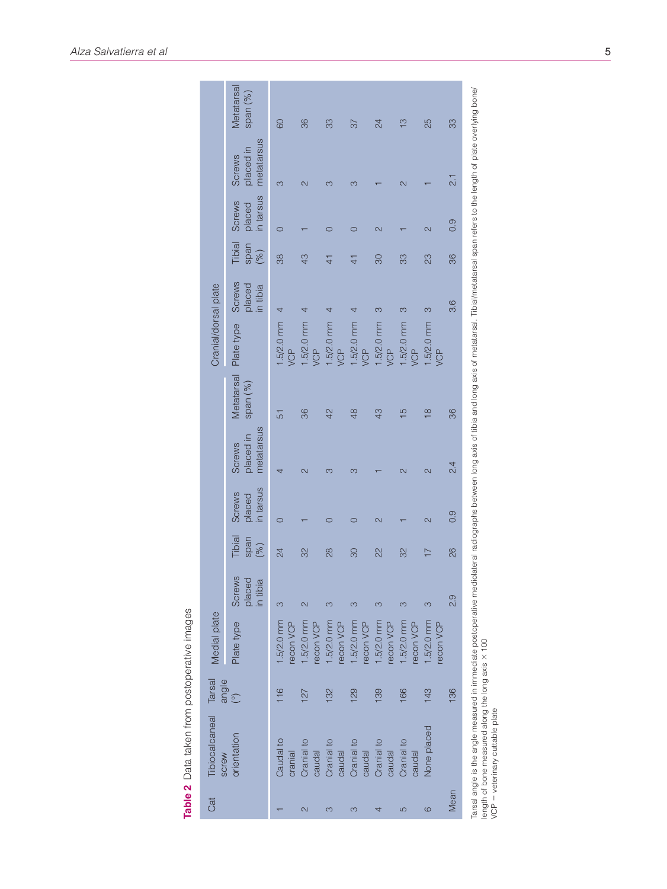**Table 2** Data taken from postoperative images

| Cat | Tibiocalcaneal screw orientation | Tarsal angle (°) | Medial plate | | | | | | Cranial/dorsal plate | | | | | |
|---|---|---|---|---|---|---|---|---|---|---|---|---|---|---|
| | | | Plate type | Screws placed in tibia | Tibial span (%) | Screws placed in tarsus | Screws placed in metatarsus | Metatarsal span (%) | Plate type | Screws placed in tibia | Tibial span (%) | Screws placed in tarsus | Screws placed in metatarsus | Metatarsal span (%) |
| 1 | Caudal to cranial | 116 | 1.5/2.0 mm recon VCP | 3 | 24 | 0 | 4 | 51 | 1.5/2.0 mm VCP | 4 | 38 | 0 | 3 | 60 |
| 2 | Cranial to caudal | 127 | 1.5/2.0 mm recon VCP | 2 | 32 | 1 | 2 | 36 | 1.5/2.0 mm VCP | 4 | 43 | 1 | 2 | 36 |
| 3 | Cranial to caudal | 132 | 1.5/2.0 mm recon VCP | 3 | 28 | 0 | 3 | 42 | 1.5/2.0 mm VCP | 4 | 41 | 0 | 3 | 33 |
| 3 | Cranial to caudal | 129 | 1.5/2.0 mm recon VCP | 3 | 30 | 0 | 3 | 48 | 1.5/2.0 mm VCP | 4 | 41 | 0 | 3 | 37 |
| 4 | Cranial to caudal | 139 | 1.5/2.0 mm recon VCP | 3 | 22 | 2 | 1 | 43 | 1.5/2.0 mm VCP | 3 | 30 | 2 | 1 | 24 |
| 5 | Cranial to caudal | 166 | 1.5/2.0 mm recon VCP | 3 | 32 | 1 | 2 | 15 | 1.5/2.0 mm VCP | 3 | 33 | 1 | 2 | 13 |
| 6 | None placed | 143 | 1.5/2.0 mm recon VCP | 3 | 17 | 2 | 2 | 18 | 1.5/2.0 mm VCP | 3 | 23 | 2 | 1 | 25 |
| Mean | | 136 | | 2.9 | 26 | 0.9 | 2.4 | 36 | | 3.6 | 36 | 0.9 | 2.1 | 33 |

Tarsal angle is the angle measured in immediate postoperative mediolateral radiographs between long axis of tibia and long axis of metatarsal. Tibial/metatarsal span refers to the length of plate overlying bone/length of bone measured along the long axis × 100

VCP = veterinary cuttable plate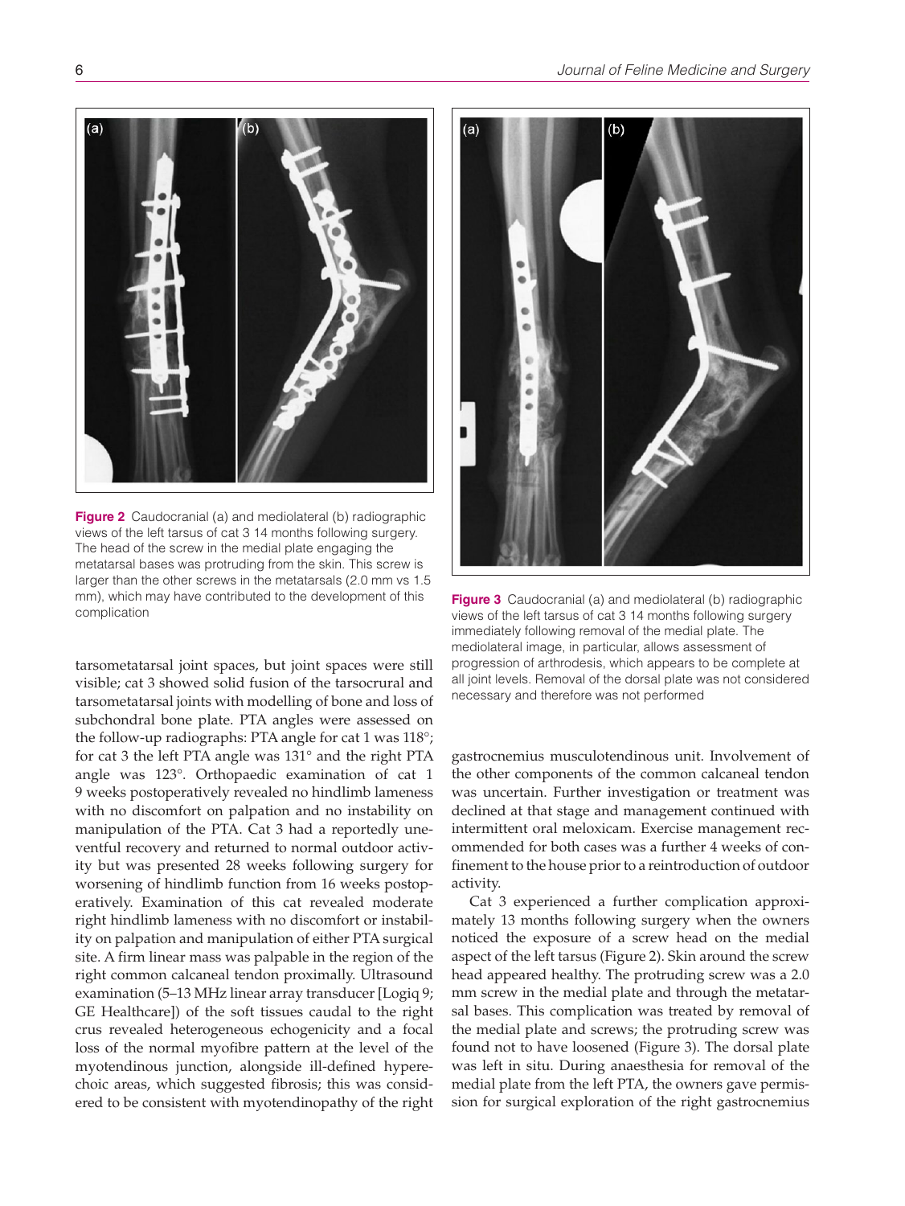Figure 2 Caudocranial (a) and mediolateral (b) radiographic views of the left tarsus of cat 3 14 months following surgery. The head of the screw in the medial plate engaging the metatarsal bases was protruding from the skin. This screw is larger than the other screws in the metatarsals (2.0 mm vs 1.5 mm), which may have contributed to the development of this complication

Figure 3 Caudocranial (a) and mediolateral (b) radiographic views of the left tarsus of cat 3 14 months following surgery immediately following removal of the medial plate. The mediolateral image, in particular, allows assessment of progression of arthrodesis, which appears to be complete at all joint levels. Removal of the dorsal plate was not considered necessary and therefore was not performed

tarsometatarsal joint spaces, but joint spaces were still visible; cat 3 showed solid fusion of the tarsocrural and tarsometatarsal joints with modelling of bone and loss of subchondral bone plate. PTA angles were assessed on the follow-up radiographs: PTA angle for cat 1 was 118°; for cat 3 the left PTA angle was 131° and the right PTA angle was 123°. Orthopaedic examination of cat 1 9 weeks postoperatively revealed no hindlimb lameness with no discomfort on palpation and no instability on manipulation of the PTA. Cat 3 had a reportedly uneventful recovery and returned to normal outdoor activity but was presented 28 weeks following surgery for worsening of hindlimb function from 16 weeks postoperatively. Examination of this cat revealed moderate right hindlimb lameness with no discomfort or instability on palpation and manipulation of either PTA surgical site. A firm linear mass was palpable in the region of the right common calcaneal tendon proximally. Ultrasound examination (5–13 MHz linear array transducer [Logiq 9; GE Healthcare]) of the soft tissues caudal to the right crus revealed heterogeneous echogenicity and a focal loss of the normal myofibre pattern at the level of the myotendinous junction, alongside ill-defined hyperechoic areas, which suggested fibrosis; this was considered to be consistent with myotendinopathy of the right gastrocnemius musculotendinous unit. Involvement of the other components of the common calcaneal tendon was uncertain. Further investigation or treatment was declined at that stage and management continued with intermittent oral meloxicam. Exercise management recommended for both cases was a further 4 weeks of confinement to the house prior to a reintroduction of outdoor activity.

Cat 3 experienced a further complication approximately 13 months following surgery when the owners noticed the exposure of a screw head on the medial aspect of the left tarsus (Figure 2). Skin around the screw head appeared healthy. The protruding screw was a 2.0 mm screw in the medial plate and through the metatarsal bases. This complication was treated by removal of the medial plate and screws; the protruding screw was found not to have loosened (Figure 3). The dorsal plate was left in situ. During anaesthesia for removal of the medial plate from the left PTA, the owners gave permission for surgical exploration of the right gastrocnemius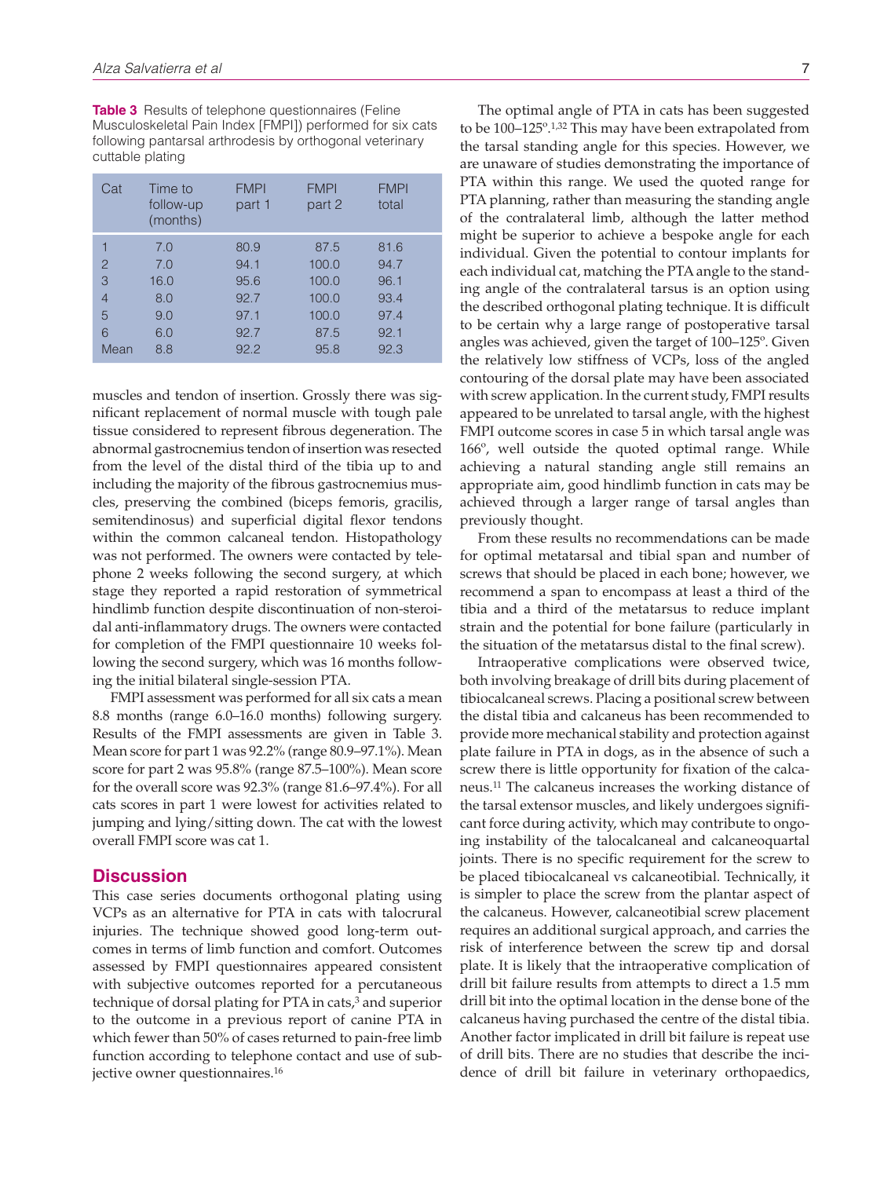**Table 3** Results of telephone questionnaires (Feline Musculoskeletal Pain Index [FMPI]) performed for six cats following pantarsal arthrodesis by orthogonal veterinary cuttable plating

| Cat | Time to follow-up (months) | FMPI part 1 | FMPI part 2 | FMPI total |
|---|---|---|---|---|
| 1 | 7.0 | 80.9 | 87.5 | 81.6 |
| 2 | 7.0 | 94.1 | 100.0 | 94.7 |
| 3 | 16.0 | 95.6 | 100.0 | 96.1 |
| 4 | 8.0 | 92.7 | 100.0 | 93.4 |
| 5 | 9.0 | 97.1 | 100.0 | 97.4 |
| 6 | 6.0 | 92.7 | 87.5 | 92.1 |
| Mean | 8.8 | 92.2 | 95.8 | 92.3 |

muscles and tendon of insertion. Grossly there was significant replacement of normal muscle with tough pale tissue considered to represent fibrous degeneration. The abnormal gastrocnemius tendon of insertion was resected from the level of the distal third of the tibia up to and including the majority of the fibrous gastrocnemius muscles, preserving the combined (biceps femoris, gracilis, semitendinosus) and superficial digital flexor tendons within the common calcaneal tendon. Histopathology was not performed. The owners were contacted by telephone 2 weeks following the second surgery, at which stage they reported a rapid restoration of symmetrical hindlimb function despite discontinuation of non-steroidal anti-inflammatory drugs. The owners were contacted for completion of the FMPI questionnaire 10 weeks following the second surgery, which was 16 months following the initial bilateral single-session PTA.

FMPI assessment was performed for all six cats a mean 8.8 months (range 6.0–16.0 months) following surgery. Results of the FMPI assessments are given in Table 3. Mean score for part 1 was 92.2% (range 80.9–97.1%). Mean score for part 2 was 95.8% (range 87.5–100%). Mean score for the overall score was 92.3% (range 81.6–97.4%). For all cats scores in part 1 were lowest for activities related to jumping and lying/sitting down. The cat with the lowest overall FMPI score was cat 1.

## Discussion

This case series documents orthogonal plating using VCPs as an alternative for PTA in cats with talocrural injuries. The technique showed good long-term outcomes in terms of limb function and comfort. Outcomes assessed by FMPI questionnaires appeared consistent with subjective outcomes reported for a percutaneous technique of dorsal plating for PTA in cats,[3] and superior to the outcome in a previous report of canine PTA in which fewer than 50% of cases returned to pain-free limb function according to telephone contact and use of subjective owner questionnaires.[16]

The optimal angle of PTA in cats has been suggested to be 100–125º.[1,32] This may have been extrapolated from the tarsal standing angle for this species. However, we are unaware of studies demonstrating the importance of PTA within this range. We used the quoted range for PTA planning, rather than measuring the standing angle of the contralateral limb, although the latter method might be superior to achieve a bespoke angle for each individual. Given the potential to contour implants for each individual cat, matching the PTA angle to the standing angle of the contralateral tarsus is an option using the described orthogonal plating technique. It is difficult to be certain why a large range of postoperative tarsal angles was achieved, given the target of 100–125º. Given the relatively low stiffness of VCPs, loss of the angled contouring of the dorsal plate may have been associated with screw application. In the current study, FMPI results appeared to be unrelated to tarsal angle, with the highest FMPI outcome scores in case 5 in which tarsal angle was 166º, well outside the quoted optimal range. While achieving a natural standing angle still remains an appropriate aim, good hindlimb function in cats may be achieved through a larger range of tarsal angles than previously thought.

From these results no recommendations can be made for optimal metatarsal and tibial span and number of screws that should be placed in each bone; however, we recommend a span to encompass at least a third of the tibia and a third of the metatarsus to reduce implant strain and the potential for bone failure (particularly in the situation of the metatarsus distal to the final screw).

Intraoperative complications were observed twice, both involving breakage of drill bits during placement of tibiocalcaneal screws. Placing a positional screw between the distal tibia and calcaneus has been recommended to provide more mechanical stability and protection against plate failure in PTA in dogs, as in the absence of such a screw there is little opportunity for fixation of the calcaneus.[11] The calcaneus increases the working distance of the tarsal extensor muscles, and likely undergoes significant force during activity, which may contribute to ongoing instability of the talocalcaneal and calcaneoquartal joints. There is no specific requirement for the screw to be placed tibiocalcaneal vs calcaneotibial. Technically, it is simpler to place the screw from the plantar aspect of the calcaneus. However, calcaneotibial screw placement requires an additional surgical approach, and carries the risk of interference between the screw tip and dorsal plate. It is likely that the intraoperative complication of drill bit failure results from attempts to direct a 1.5 mm drill bit into the optimal location in the dense bone of the calcaneus having purchased the centre of the distal tibia. Another factor implicated in drill bit failure is repeat use of drill bits. There are no studies that describe the incidence of drill bit failure in veterinary orthopaedics,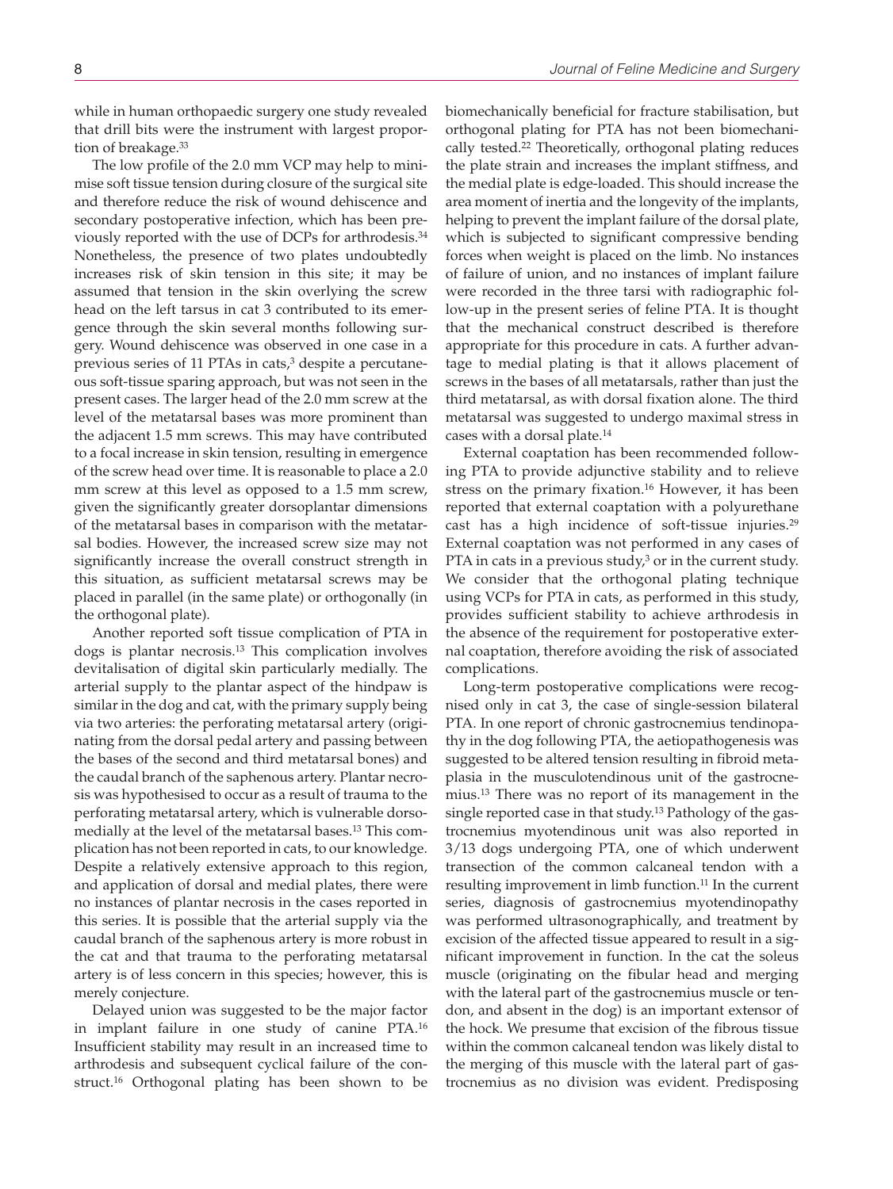while in human orthopaedic surgery one study revealed that drill bits were the instrument with largest proportion of breakage.[33]

The low profile of the 2.0 mm VCP may help to minimise soft tissue tension during closure of the surgical site and therefore reduce the risk of wound dehiscence and secondary postoperative infection, which has been previously reported with the use of DCPs for arthrodesis.[34] Nonetheless, the presence of two plates undoubtedly increases risk of skin tension in this site; it may be assumed that tension in the skin overlying the screw head on the left tarsus in cat 3 contributed to its emergence through the skin several months following surgery. Wound dehiscence was observed in one case in a previous series of 11 PTAs in cats,[3] despite a percutaneous soft-tissue sparing approach, but was not seen in the present cases. The larger head of the 2.0 mm screw at the level of the metatarsal bases was more prominent than the adjacent 1.5 mm screws. This may have contributed to a focal increase in skin tension, resulting in emergence of the screw head over time. It is reasonable to place a 2.0 mm screw at this level as opposed to a 1.5 mm screw, given the significantly greater dorsoplantar dimensions of the metatarsal bases in comparison with the metatarsal bodies. However, the increased screw size may not significantly increase the overall construct strength in this situation, as sufficient metatarsal screws may be placed in parallel (in the same plate) or orthogonally (in the orthogonal plate).

Another reported soft tissue complication of PTA in dogs is plantar necrosis.[13] This complication involves devitalisation of digital skin particularly medially. The arterial supply to the plantar aspect of the hindpaw is similar in the dog and cat, with the primary supply being via two arteries: the perforating metatarsal artery (originating from the dorsal pedal artery and passing between the bases of the second and third metatarsal bones) and the caudal branch of the saphenous artery. Plantar necrosis was hypothesised to occur as a result of trauma to the perforating metatarsal artery, which is vulnerable dorsomedially at the level of the metatarsal bases.[13] This complication has not been reported in cats, to our knowledge. Despite a relatively extensive approach to this region, and application of dorsal and medial plates, there were no instances of plantar necrosis in the cases reported in this series. It is possible that the arterial supply via the caudal branch of the saphenous artery is more robust in the cat and that trauma to the perforating metatarsal artery is of less concern in this species; however, this is merely conjecture.

Delayed union was suggested to be the major factor in implant failure in one study of canine PTA.[16] Insufficient stability may result in an increased time to arthrodesis and subsequent cyclical failure of the construct.[16] Orthogonal plating has been shown to be biomechanically beneficial for fracture stabilisation, but orthogonal plating for PTA has not been biomechanically tested.[22] Theoretically, orthogonal plating reduces the plate strain and increases the implant stiffness, and the medial plate is edge-loaded. This should increase the area moment of inertia and the longevity of the implants, helping to prevent the implant failure of the dorsal plate, which is subjected to significant compressive bending forces when weight is placed on the limb. No instances of failure of union, and no instances of implant failure were recorded in the three tarsi with radiographic follow-up in the present series of feline PTA. It is thought that the mechanical construct described is therefore appropriate for this procedure in cats. A further advantage to medial plating is that it allows placement of screws in the bases of all metatarsals, rather than just the third metatarsal, as with dorsal fixation alone. The third metatarsal was suggested to undergo maximal stress in cases with a dorsal plate.[14]

External coaptation has been recommended following PTA to provide adjunctive stability and to relieve stress on the primary fixation.[16] However, it has been reported that external coaptation with a polyurethane cast has a high incidence of soft-tissue injuries.[29] External coaptation was not performed in any cases of PTA in cats in a previous study,[3] or in the current study. We consider that the orthogonal plating technique using VCPs for PTA in cats, as performed in this study, provides sufficient stability to achieve arthrodesis in the absence of the requirement for postoperative external coaptation, therefore avoiding the risk of associated complications.

Long-term postoperative complications were recognised only in cat 3, the case of single-session bilateral PTA. In one report of chronic gastrocnemius tendinopathy in the dog following PTA, the aetiopathogenesis was suggested to be altered tension resulting in fibroid metaplasia in the musculotendinous unit of the gastrocnemius.[13] There was no report of its management in the single reported case in that study.[13] Pathology of the gastrocnemius myotendinous unit was also reported in 3/13 dogs undergoing PTA, one of which underwent transection of the common calcaneal tendon with a resulting improvement in limb function.[11] In the current series, diagnosis of gastrocnemius myotendinopathy was performed ultrasonographically, and treatment by excision of the affected tissue appeared to result in a significant improvement in function. In the cat the soleus muscle (originating on the fibular head and merging with the lateral part of the gastrocnemius muscle or tendon, and absent in the dog) is an important extensor of the hock. We presume that excision of the fibrous tissue within the common calcaneal tendon was likely distal to the merging of this muscle with the lateral part of gastrocnemius as no division was evident. Predisposing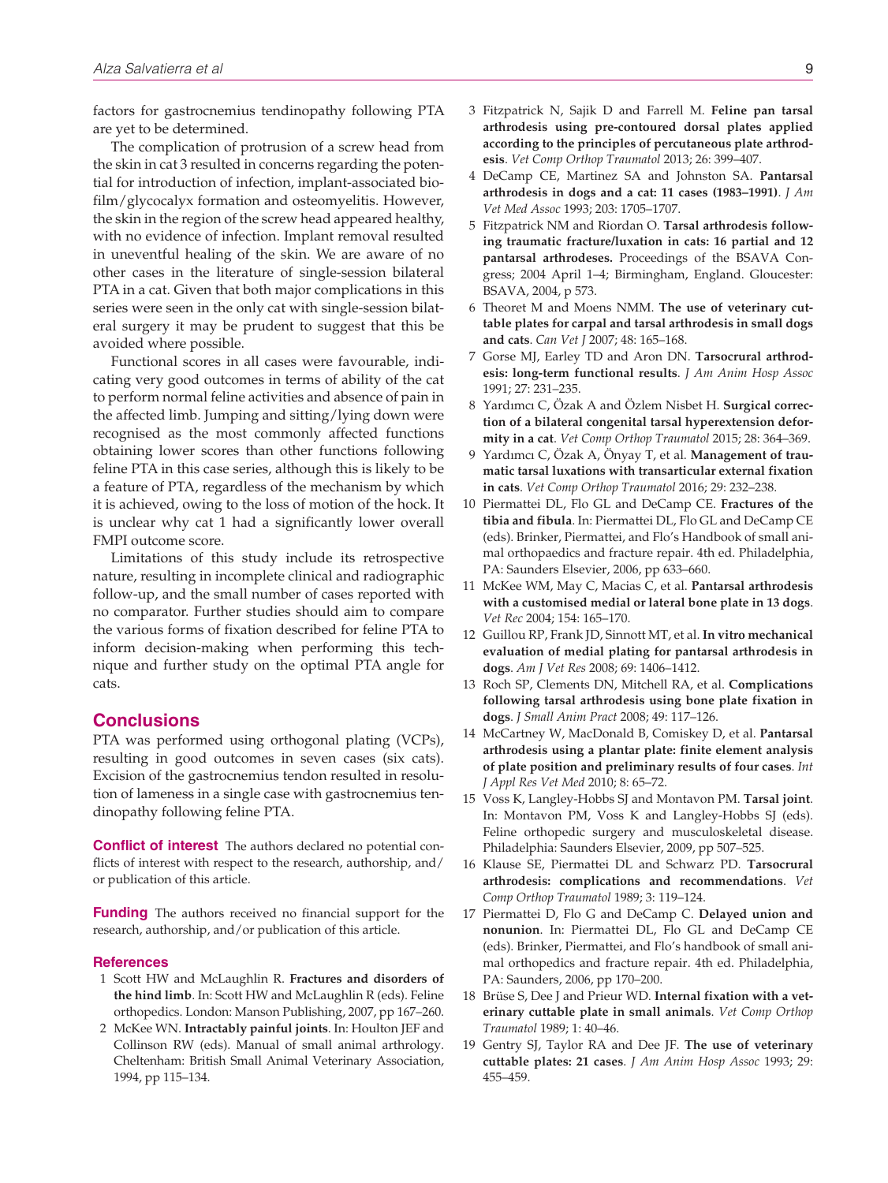factors for gastrocnemius tendinopathy following PTA are yet to be determined.

The complication of protrusion of a screw head from the skin in cat 3 resulted in concerns regarding the potential for introduction of infection, implant-associated biofilm/glycocalyx formation and osteomyelitis. However, the skin in the region of the screw head appeared healthy, with no evidence of infection. Implant removal resulted in uneventful healing of the skin. We are aware of no other cases in the literature of single-session bilateral PTA in a cat. Given that both major complications in this series were seen in the only cat with single-session bilateral surgery it may be prudent to suggest that this be avoided where possible.

Functional scores in all cases were favourable, indicating very good outcomes in terms of ability of the cat to perform normal feline activities and absence of pain in the affected limb. Jumping and sitting/lying down were recognised as the most commonly affected functions obtaining lower scores than other functions following feline PTA in this case series, although this is likely to be a feature of PTA, regardless of the mechanism by which it is achieved, owing to the loss of motion of the hock. It is unclear why cat 1 had a significantly lower overall FMPI outcome score.

Limitations of this study include its retrospective nature, resulting in incomplete clinical and radiographic follow-up, and the small number of cases reported with no comparator. Further studies should aim to compare the various forms of fixation described for feline PTA to inform decision-making when performing this technique and further study on the optimal PTA angle for cats.

## Conclusions

PTA was performed using orthogonal plating (VCPs), resulting in good outcomes in seven cases (six cats). Excision of the gastrocnemius tendon resulted in resolution of lameness in a single case with gastrocnemius tendinopathy following feline PTA.

**Conflict of interest** The authors declared no potential conflicts of interest with respect to the research, authorship, and/or publication of this article.

**Funding** The authors received no financial support for the research, authorship, and/or publication of this article.

### References

1. Scott HW and McLaughlin R. **Fractures and disorders of the hind limb**. In: Scott HW and McLaughlin R (eds). Feline orthopedics. London: Manson Publishing, 2007, pp 167–260.
2. McKee WN. **Intractably painful joints**. In: Houlton JEF and Collinson RW (eds). Manual of small animal arthrology. Cheltenham: British Small Animal Veterinary Association, 1994, pp 115–134.
3. Fitzpatrick N, Sajik D and Farrell M. **Feline pan tarsal arthrodesis using pre-contoured dorsal plates applied according to the principles of percutaneous plate arthrodesis**. *Vet Comp Orthop Traumatol* 2013; 26: 399–407.
4. DeCamp CE, Martinez SA and Johnston SA. **Pantarsal arthrodesis in dogs and a cat: 11 cases (1983–1991)**. *J Am Vet Med Assoc* 1993; 203: 1705–1707.
5. Fitzpatrick NM and Riordan O. **Tarsal arthrodesis following traumatic fracture/luxation in cats: 16 partial and 12 pantarsal arthrodeses.** Proceedings of the BSAVA Congress; 2004 April 1–4; Birmingham, England. Gloucester: BSAVA, 2004, p 573.
6. Theoret M and Moens NMM. **The use of veterinary cuttable plates for carpal and tarsal arthrodesis in small dogs and cats**. *Can Vet J* 2007; 48: 165–168.
7. Gorse MJ, Earley TD and Aron DN. **Tarsocrural arthrodesis: long-term functional results**. *J Am Anim Hosp Assoc* 1991; 27: 231–235.
8. Yardımcı C, Özak A and Özlem Nisbet H. **Surgical correction of a bilateral congenital tarsal hyperextension deformity in a cat**. *Vet Comp Orthop Traumatol* 2015; 28: 364–369.
9. Yardımcı C, Özak A, Önyay T, et al. **Management of traumatic tarsal luxations with transarticular external fixation in cats**. *Vet Comp Orthop Traumatol* 2016; 29: 232–238.
10. Piermattei DL, Flo GL and DeCamp CE. **Fractures of the tibia and fibula**. In: Piermattei DL, Flo GL and DeCamp CE (eds). Brinker, Piermattei, and Flo's Handbook of small animal orthopaedics and fracture repair. 4th ed. Philadelphia, PA: Saunders Elsevier, 2006, pp 633–660.
11. McKee WM, May C, Macias C, et al. **Pantarsal arthrodesis with a customised medial or lateral bone plate in 13 dogs**. *Vet Rec* 2004; 154: 165–170.
12. Guillou RP, Frank JD, Sinnott MT, et al. **In vitro mechanical evaluation of medial plating for pantarsal arthrodesis in dogs**. *Am J Vet Res* 2008; 69: 1406–1412.
13. Roch SP, Clements DN, Mitchell RA, et al. **Complications following tarsal arthrodesis using bone plate fixation in dogs**. *J Small Anim Pract* 2008; 49: 117–126.
14. McCartney W, MacDonald B, Comiskey D, et al. **Pantarsal arthrodesis using a plantar plate: finite element analysis of plate position and preliminary results of four cases**. *Int J Appl Res Vet Med* 2010; 8: 65–72.
15. Voss K, Langley-Hobbs SJ and Montavon PM. **Tarsal joint**. In: Montavon PM, Voss K and Langley-Hobbs SJ (eds). Feline orthopedic surgery and musculoskeletal disease. Philadelphia: Saunders Elsevier, 2009, pp 507–525.
16. Klause SE, Piermattei DL and Schwarz PD. **Tarsocrural arthrodesis: complications and recommendations**. *Vet Comp Orthop Traumatol* 1989; 3: 119–124.
17. Piermattei D, Flo G and DeCamp C. **Delayed union and nonunion**. In: Piermattei DL, Flo GL and DeCamp CE (eds). Brinker, Piermattei, and Flo's handbook of small animal orthopedics and fracture repair. 4th ed. Philadelphia, PA: Saunders, 2006, pp 170–200.
18. Brüse S, Dee J and Prieur WD. **Internal fixation with a veterinary cuttable plate in small animals**. *Vet Comp Orthop Traumatol* 1989; 1: 40–46.
19. Gentry SJ, Taylor RA and Dee JF. **The use of veterinary cuttable plates: 21 cases**. *J Am Anim Hosp Assoc* 1993; 29: 455–459.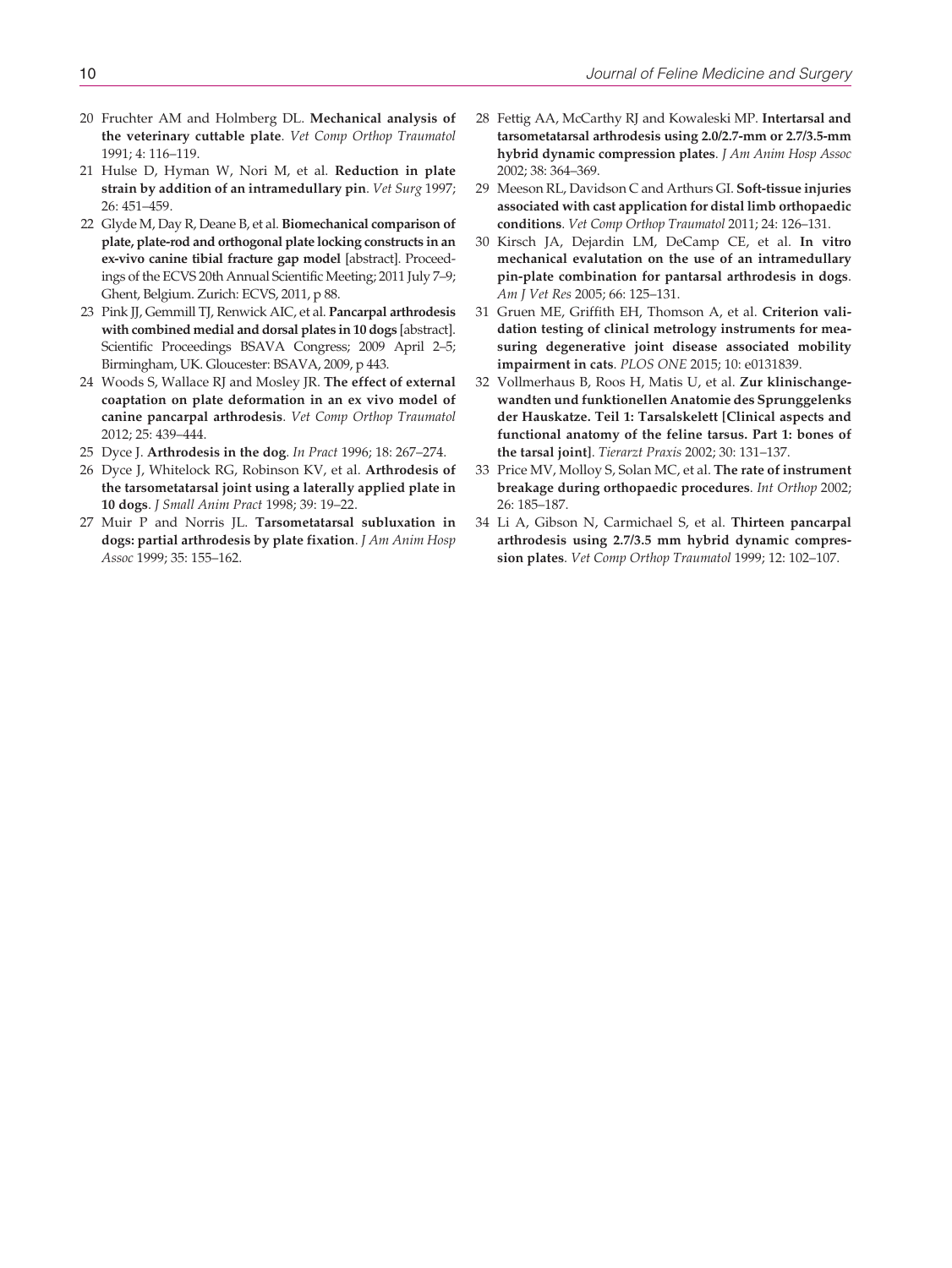20 Fruchter AM and Holmberg DL. **Mechanical analysis of the veterinary cuttable plate**. *Vet Comp Orthop Traumatol* 1991; 4: 116–119.

21 Hulse D, Hyman W, Nori M, et al. **Reduction in plate strain by addition of an intramedullary pin**. *Vet Surg* 1997; 26: 451–459.

22 Glyde M, Day R, Deane B, et al. **Biomechanical comparison of plate, plate-rod and orthogonal plate locking constructs in an ex-vivo canine tibial fracture gap model** [abstract]. Proceedings of the ECVS 20th Annual Scientific Meeting; 2011 July 7–9; Ghent, Belgium. Zurich: ECVS, 2011, p 88.

23 Pink JJ, Gemmill TJ, Renwick AIC, et al. **Pancarpal arthrodesis with combined medial and dorsal plates in 10 dogs** [abstract]. Scientific Proceedings BSAVA Congress; 2009 April 2–5; Birmingham, UK. Gloucester: BSAVA, 2009, p 443.

24 Woods S, Wallace RJ and Mosley JR. **The effect of external coaptation on plate deformation in an ex vivo model of canine pancarpal arthrodesis**. *Vet Comp Orthop Traumatol* 2012; 25: 439–444.

25 Dyce J. **Arthrodesis in the dog**. *In Pract* 1996; 18: 267–274.

26 Dyce J, Whitelock RG, Robinson KV, et al. **Arthrodesis of the tarsometatarsal joint using a laterally applied plate in 10 dogs**. *J Small Anim Pract* 1998; 39: 19–22.

27 Muir P and Norris JL. **Tarsometatarsal subluxation in dogs: partial arthrodesis by plate fixation**. *J Am Anim Hosp Assoc* 1999; 35: 155–162.

28 Fettig AA, McCarthy RJ and Kowaleski MP. **Intertarsal and tarsometatarsal arthrodesis using 2.0/2.7-mm or 2.7/3.5-mm hybrid dynamic compression plates**. *J Am Anim Hosp Assoc* 2002; 38: 364–369.

29 Meeson RL, Davidson C and Arthurs GI. **Soft-tissue injuries associated with cast application for distal limb orthopaedic conditions**. *Vet Comp Orthop Traumatol* 2011; 24: 126–131.

30 Kirsch JA, Dejardin LM, DeCamp CE, et al. **In vitro mechanical evalutation on the use of an intramedullary pin-plate combination for pantarsal arthrodesis in dogs**. *Am J Vet Res* 2005; 66: 125–131.

31 Gruen ME, Griffith EH, Thomson A, et al. **Criterion validation testing of clinical metrology instruments for measuring degenerative joint disease associated mobility impairment in cats**. *PLOS ONE* 2015; 10: e0131839.

32 Vollmerhaus B, Roos H, Matis U, et al. **Zur klinischangewandten und funktionellen Anatomie des Sprunggelenks der Hauskatze. Teil 1: Tarsalskelett [Clinical aspects and functional anatomy of the feline tarsus. Part 1: bones of the tarsal joint]**. *Tierarzt Praxis* 2002; 30: 131–137.

33 Price MV, Molloy S, Solan MC, et al. **The rate of instrument breakage during orthopaedic procedures**. *Int Orthop* 2002; 26: 185–187.

34 Li A, Gibson N, Carmichael S, et al. **Thirteen pancarpal arthrodesis using 2.7/3.5 mm hybrid dynamic compression plates**. *Vet Comp Orthop Traumatol* 1999; 12: 102–107.